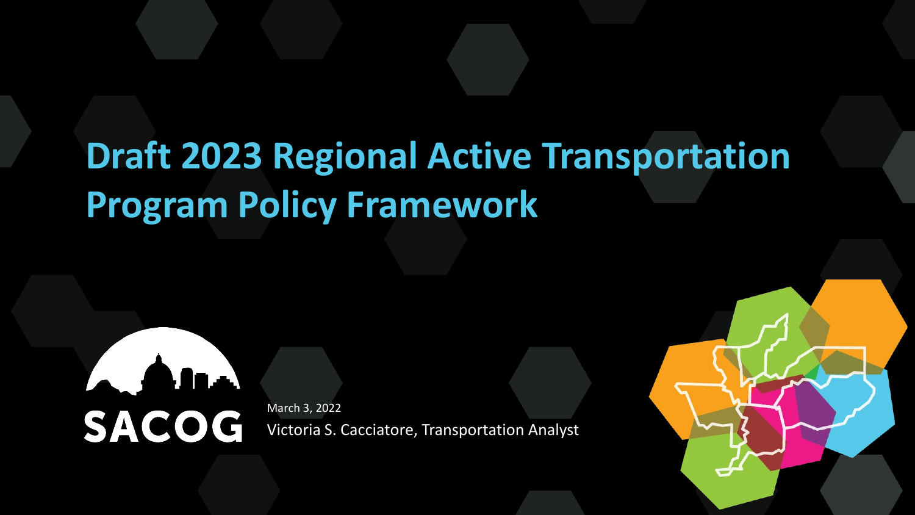# Draft 2023 Regional Active Transportation Program Policy Framework

SACOG

March 3, 2022

Victoria S. Cacciatore, Transportation Analyst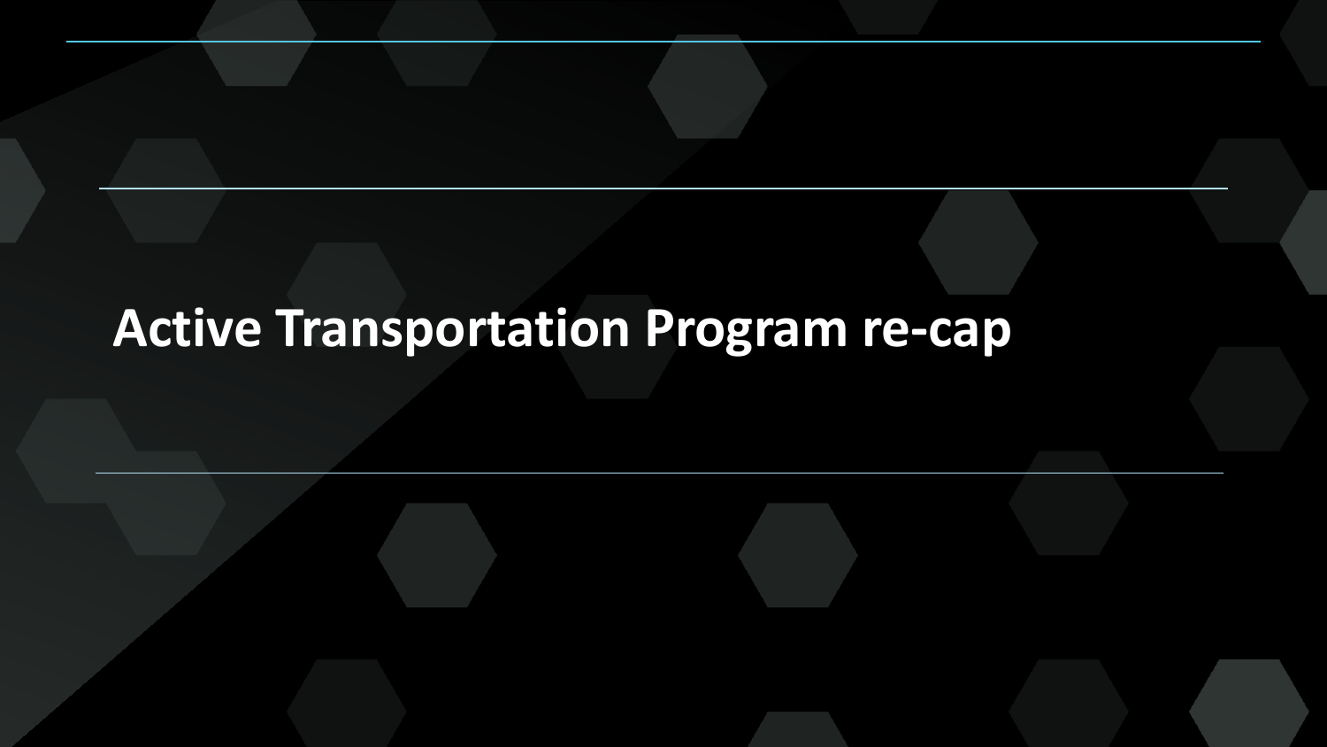# Active Transportation Program re-cap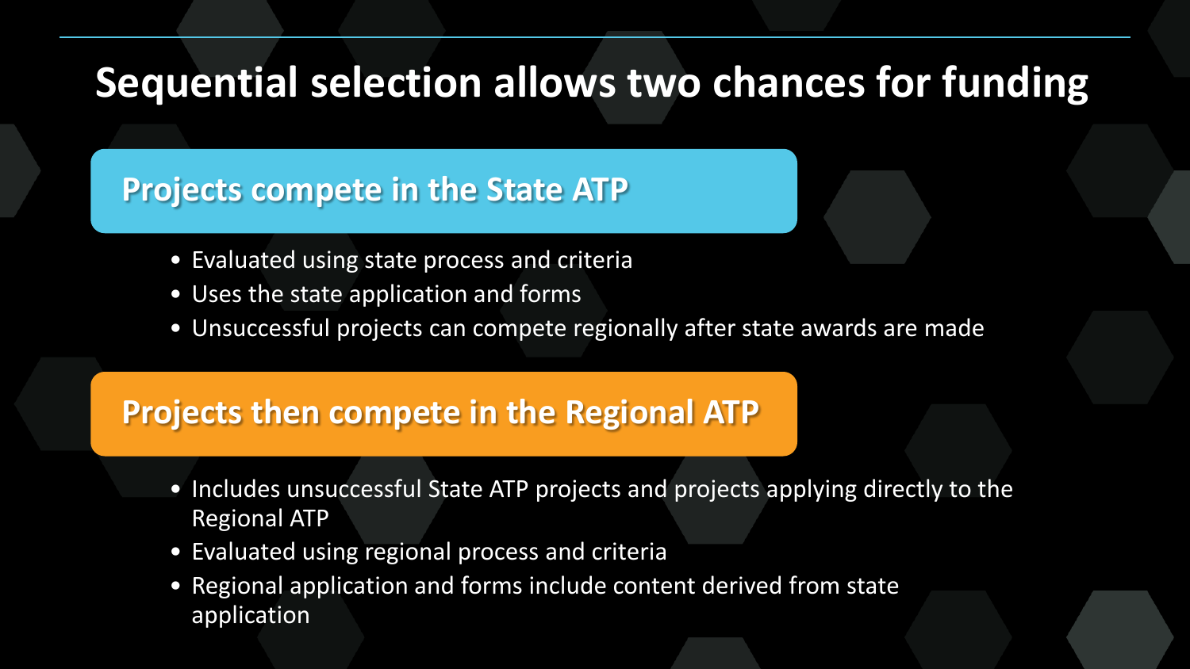# Sequential selection allows two chances for funding

## Projects compete in the State ATP

- Evaluated using state process and criteria
- Uses the state application and forms
- Unsuccessful projects can compete regionally after state awards are made

## Projects then compete in the Regional ATP

- Includes unsuccessful State ATP projects and projects applying directly to the Regional ATP
- Evaluated using regional process and criteria
- Regional application and forms include content derived from state application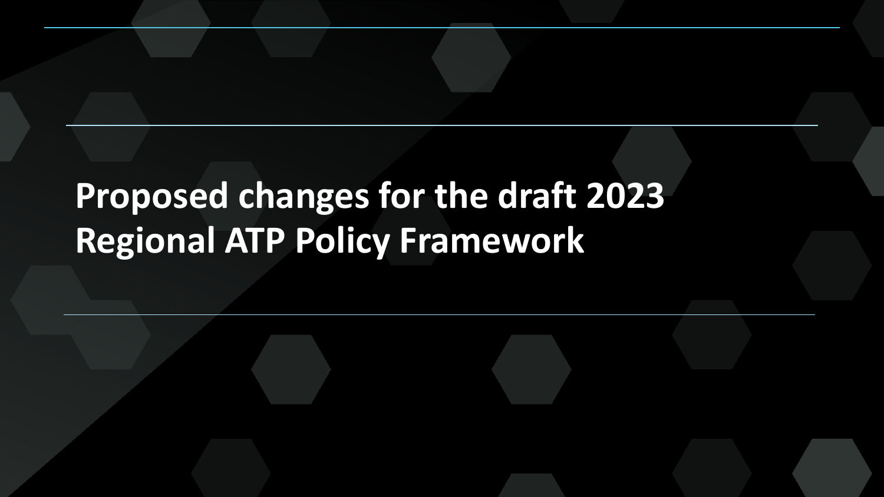# Proposed changes for the draft 2023 Regional ATP Policy Framework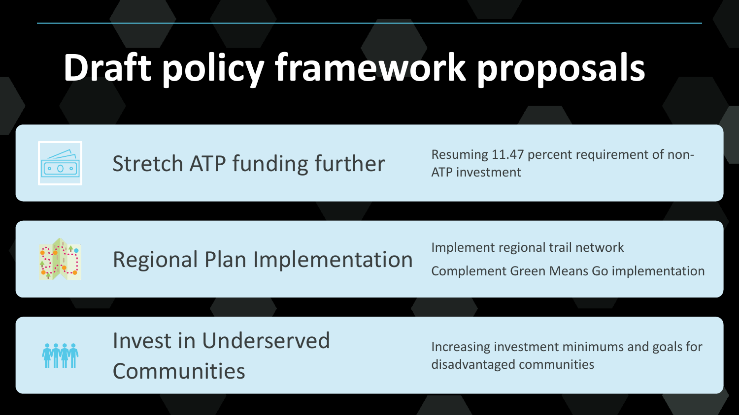# Draft policy framework proposals

| | |
|---|---|
| Stretch ATP funding further | Resuming 11.47 percent requirement of non-ATP investment |
| Regional Plan Implementation | Implement regional trail network<br>Complement Green Means Go implementation |
| Invest in Underserved Communities | Increasing investment minimums and goals for disadvantaged communities |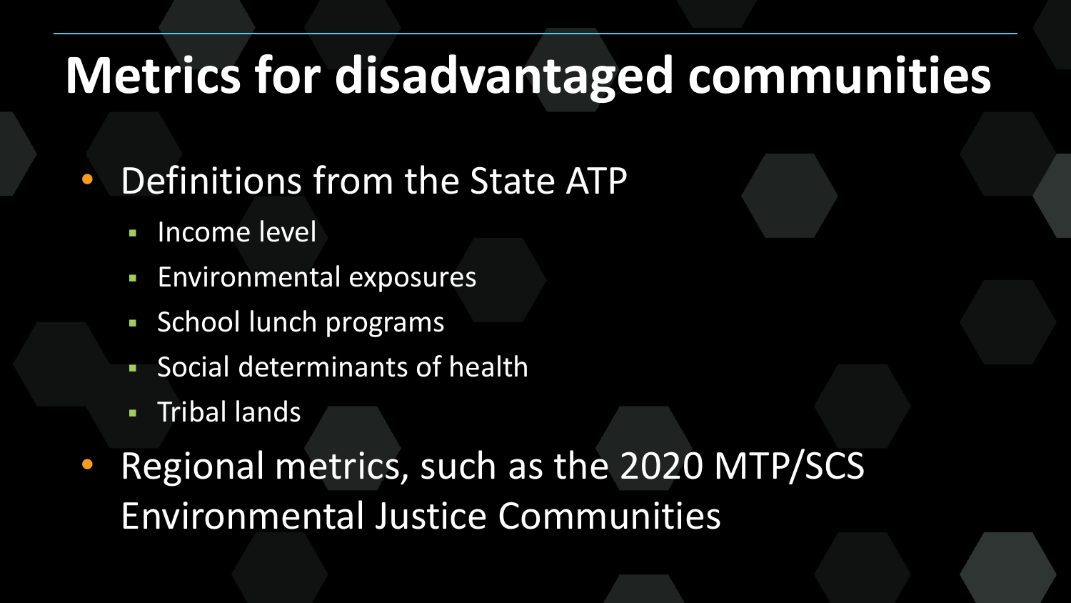# Metrics for disadvantaged communities

- Definitions from the State ATP
  - Income level
  - Environmental exposures
  - School lunch programs
  - Social determinants of health
  - Tribal lands
- Regional metrics, such as the 2020 MTP/SCS Environmental Justice Communities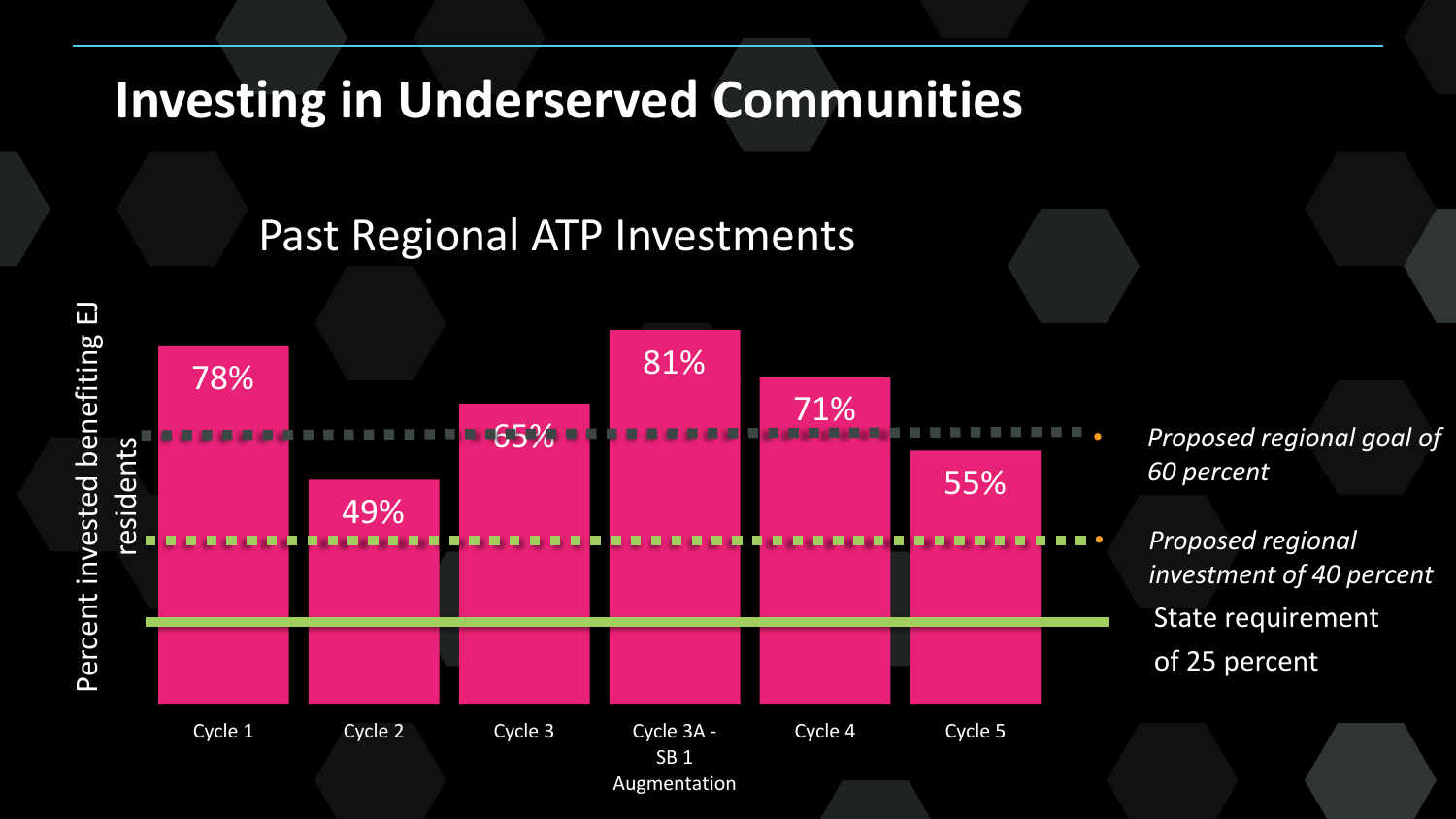# Investing in Underserved Communities

## Past Regional ATP Investments

Percent invested benefiting EJ residents

| Cycle | Percent invested benefiting EJ residents |
| --- | --- |
| Cycle 1 | 78% |
| Cycle 2 | 49% |
| Cycle 3 | 65% |
| Cycle 3A - SB 1 Augmentation | 81% |
| Cycle 4 | 71% |
| Cycle 5 | 55% |

*Proposed regional goal of 60 percent*

*Proposed regional investment of 40 percent*

State requirement of 25 percent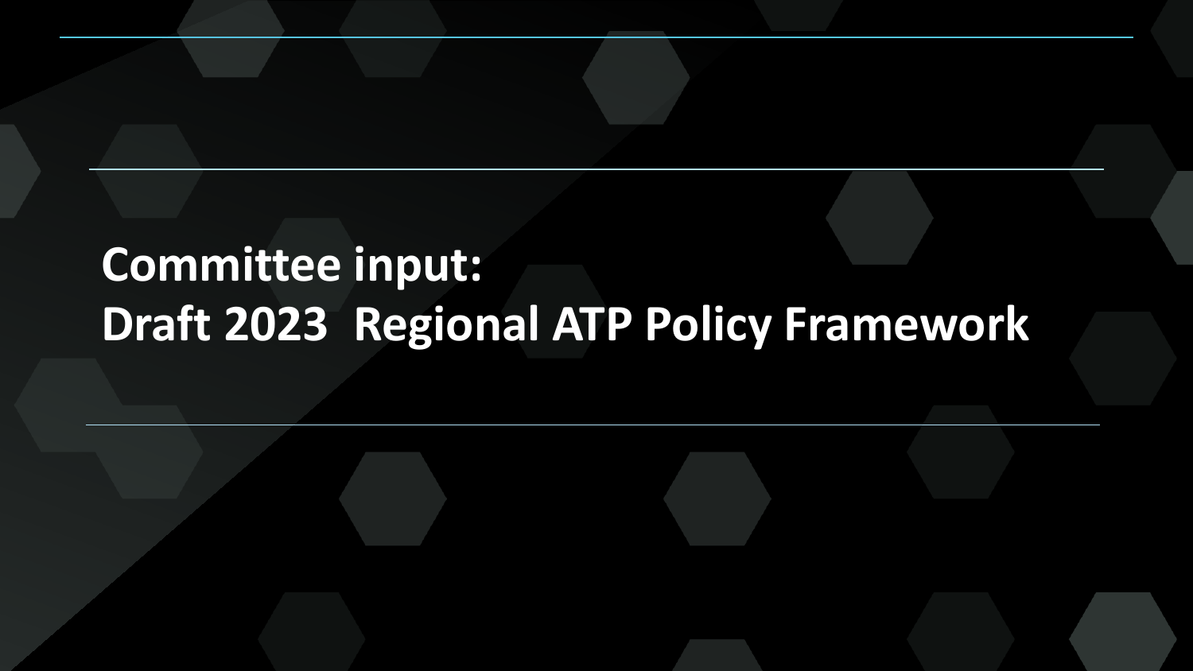# Committee input:
# Draft 2023 Regional ATP Policy Framework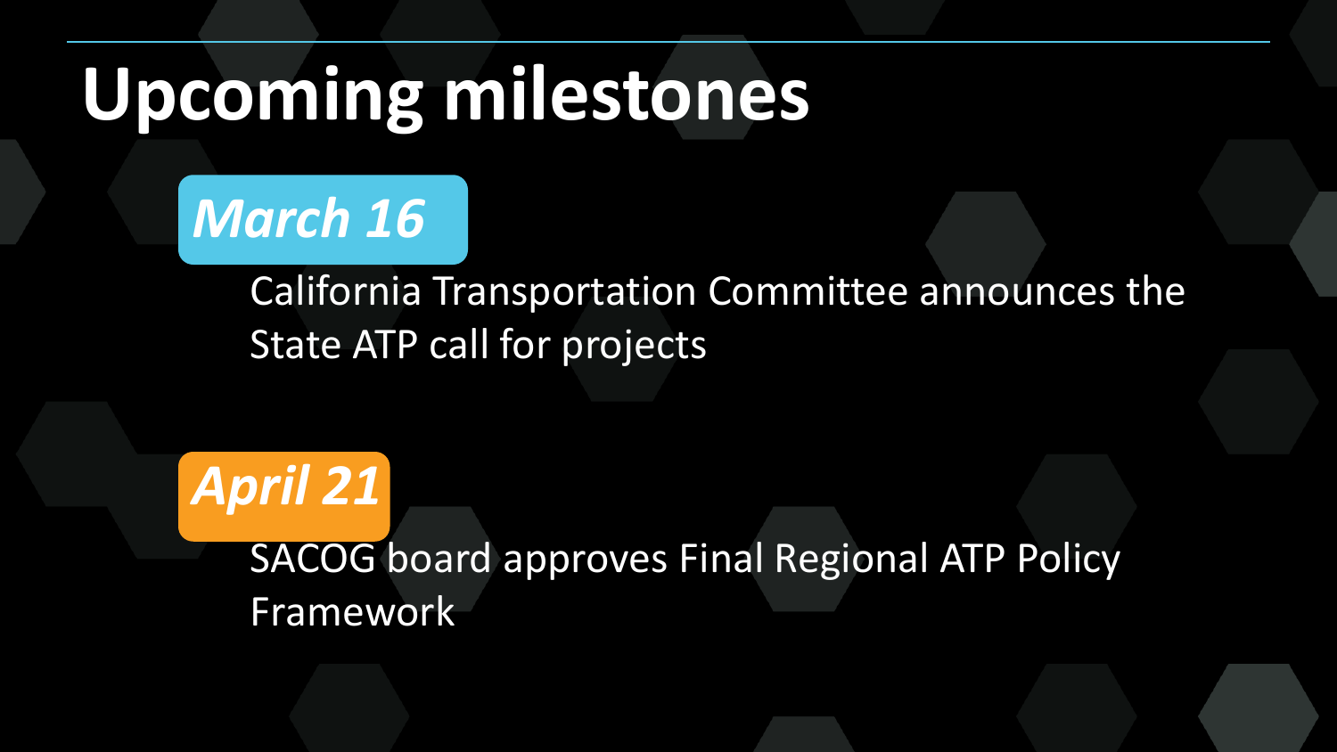# Upcoming milestones

***March 16***

California Transportation Committee announces the State ATP call for projects

***April 21***

SACOG board approves Final Regional ATP Policy Framework